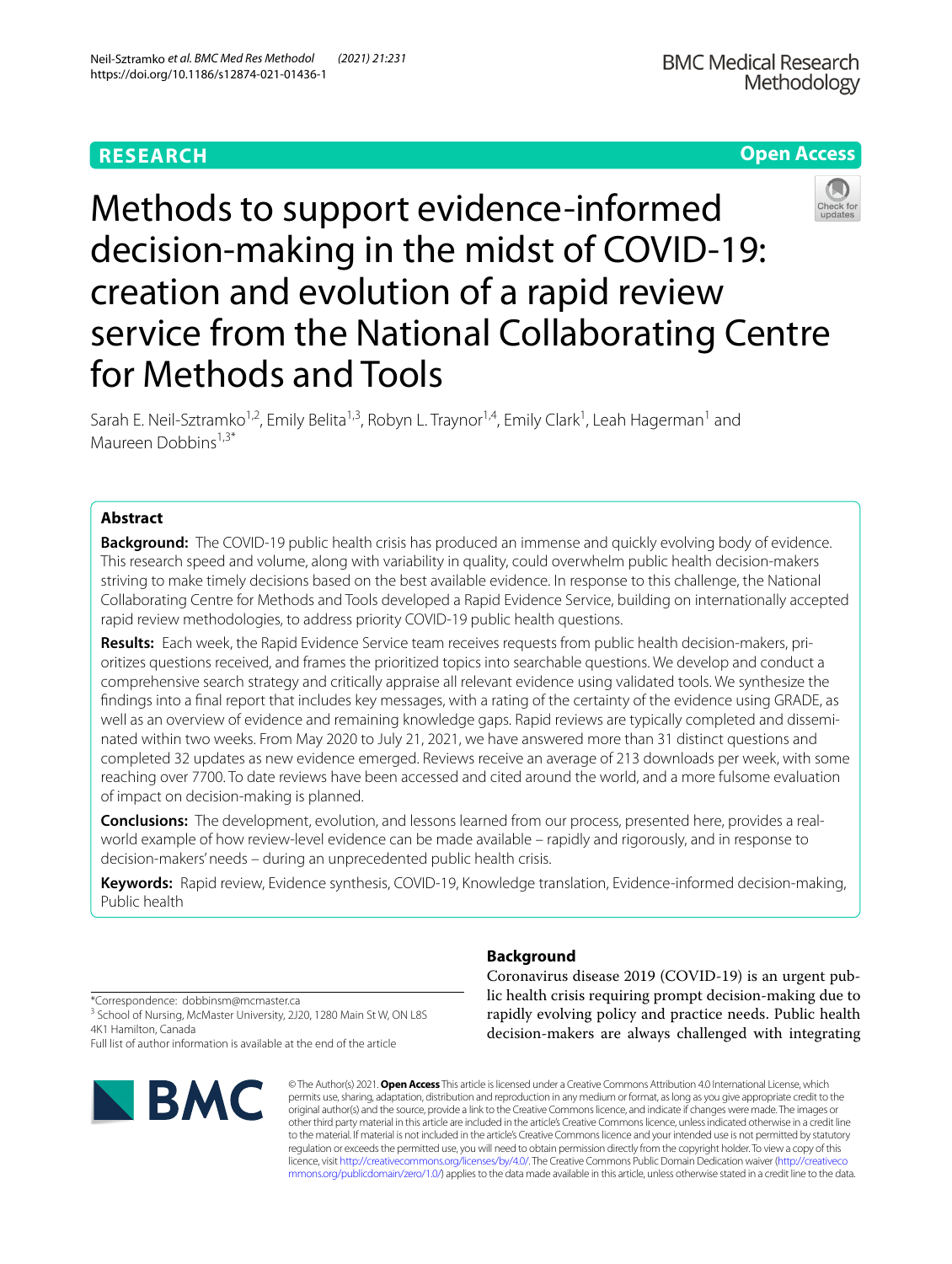RESEARCH

Open Access

# Methods to support evidence-informed decision-making in the midst of COVID-19: creation and evolution of a rapid review service from the National Collaborating Centre for Methods and Tools

Sarah E. Neil-Sztramko[1,2], Emily Belita[1,3], Robyn L. Traynor[1,4], Emily Clark[1], Leah Hagerman[1] and Maureen Dobbins[1,3*]

## Abstract

**Background:** The COVID-19 public health crisis has produced an immense and quickly evolving body of evidence. This research speed and volume, along with variability in quality, could overwhelm public health decision-makers striving to make timely decisions based on the best available evidence. In response to this challenge, the National Collaborating Centre for Methods and Tools developed a Rapid Evidence Service, building on internationally accepted rapid review methodologies, to address priority COVID-19 public health questions.

**Results:** Each week, the Rapid Evidence Service team receives requests from public health decision-makers, prioritizes questions received, and frames the prioritized topics into searchable questions. We develop and conduct a comprehensive search strategy and critically appraise all relevant evidence using validated tools. We synthesize the findings into a final report that includes key messages, with a rating of the certainty of the evidence using GRADE, as well as an overview of evidence and remaining knowledge gaps. Rapid reviews are typically completed and disseminated within two weeks. From May 2020 to July 21, 2021, we have answered more than 31 distinct questions and completed 32 updates as new evidence emerged. Reviews receive an average of 213 downloads per week, with some reaching over 7700. To date reviews have been accessed and cited around the world, and a more fulsome evaluation of impact on decision-making is planned.

**Conclusions:** The development, evolution, and lessons learned from our process, presented here, provides a real-world example of how review-level evidence can be made available – rapidly and rigorously, and in response to decision-makers' needs – during an unprecedented public health crisis.

**Keywords:** Rapid review, Evidence synthesis, COVID-19, Knowledge translation, Evidence-informed decision-making, Public health

*Correspondence: dobbinsm@mcmaster.ca

[3] School of Nursing, McMaster University, 2J20, 1280 Main St W, ON L8S 4K1 Hamilton, Canada

Full list of author information is available at the end of the article

## Background

Coronavirus disease 2019 (COVID-19) is an urgent public health crisis requiring prompt decision-making due to rapidly evolving policy and practice needs. Public health decision-makers are always challenged with integrating

© The Author(s) 2021. **Open Access** This article is licensed under a Creative Commons Attribution 4.0 International License, which permits use, sharing, adaptation, distribution and reproduction in any medium or format, as long as you give appropriate credit to the original author(s) and the source, provide a link to the Creative Commons licence, and indicate if changes were made. The images or other third party material in this article are included in the article's Creative Commons licence, unless indicated otherwise in a credit line to the material. If material is not included in the article's Creative Commons licence and your intended use is not permitted by statutory regulation or exceeds the permitted use, you will need to obtain permission directly from the copyright holder. To view a copy of this licence, visit http://creativecommons.org/licenses/by/4.0/. The Creative Commons Public Domain Dedication waiver (http://creativecommons.org/publicdomain/zero/1.0/) applies to the data made available in this article, unless otherwise stated in a credit line to the data.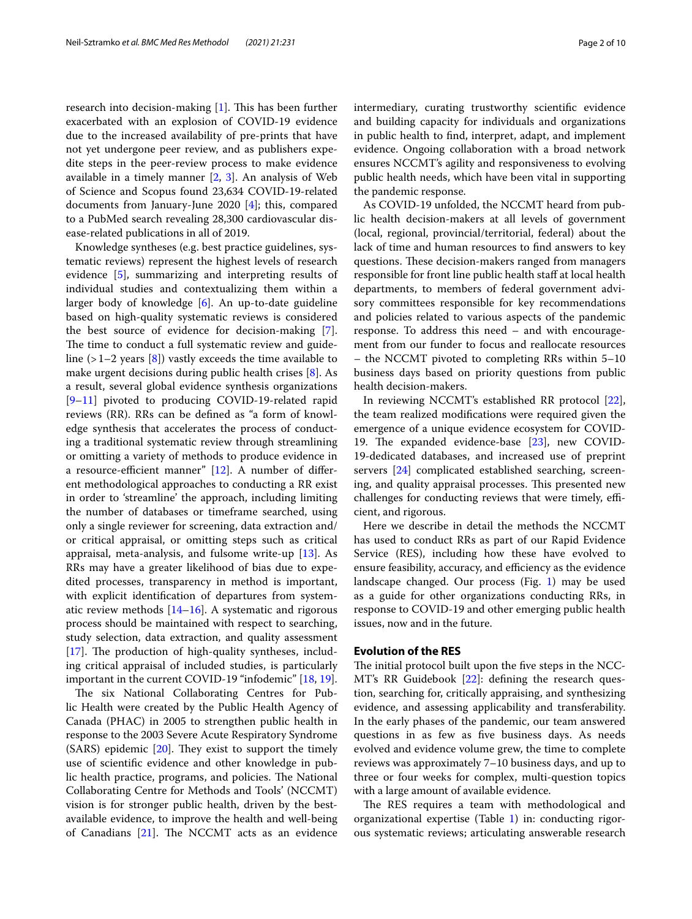research into decision-making [1]. This has been further exacerbated with an explosion of COVID-19 evidence due to the increased availability of pre-prints that have not yet undergone peer review, and as publishers expedite steps in the peer-review process to make evidence available in a timely manner [2, 3]. An analysis of Web of Science and Scopus found 23,634 COVID-19-related documents from January-June 2020 [4]; this, compared to a PubMed search revealing 28,300 cardiovascular disease-related publications in all of 2019.

Knowledge syntheses (e.g. best practice guidelines, systematic reviews) represent the highest levels of research evidence [5], summarizing and interpreting results of individual studies and contextualizing them within a larger body of knowledge [6]. An up-to-date guideline based on high-quality systematic reviews is considered the best source of evidence for decision-making [7]. The time to conduct a full systematic review and guideline (>1–2 years [8]) vastly exceeds the time available to make urgent decisions during public health crises [8]. As a result, several global evidence synthesis organizations [9–11] pivoted to producing COVID-19-related rapid reviews (RR). RRs can be defined as "a form of knowledge synthesis that accelerates the process of conducting a traditional systematic review through streamlining or omitting a variety of methods to produce evidence in a resource-efficient manner" [12]. A number of different methodological approaches to conducting a RR exist in order to 'streamline' the approach, including limiting the number of databases or timeframe searched, using only a single reviewer for screening, data extraction and/or critical appraisal, or omitting steps such as critical appraisal, meta-analysis, and fulsome write-up [13]. As RRs may have a greater likelihood of bias due to expedited processes, transparency in method is important, with explicit identification of departures from systematic review methods [14–16]. A systematic and rigorous process should be maintained with respect to searching, study selection, data extraction, and quality assessment [17]. The production of high-quality syntheses, including critical appraisal of included studies, is particularly important in the current COVID-19 "infodemic" [18, 19].

The six National Collaborating Centres for Public Health were created by the Public Health Agency of Canada (PHAC) in 2005 to strengthen public health in response to the 2003 Severe Acute Respiratory Syndrome (SARS) epidemic [20]. They exist to support the timely use of scientific evidence and other knowledge in public health practice, programs, and policies. The National Collaborating Centre for Methods and Tools' (NCCMT) vision is for stronger public health, driven by the best-available evidence, to improve the health and well-being of Canadians [21]. The NCCMT acts as an evidence intermediary, curating trustworthy scientific evidence and building capacity for individuals and organizations in public health to find, interpret, adapt, and implement evidence. Ongoing collaboration with a broad network ensures NCCMT's agility and responsiveness to evolving public health needs, which have been vital in supporting the pandemic response.

As COVID-19 unfolded, the NCCMT heard from public health decision-makers at all levels of government (local, regional, provincial/territorial, federal) about the lack of time and human resources to find answers to key questions. These decision-makers ranged from managers responsible for front line public health staff at local health departments, to members of federal government advisory committees responsible for key recommendations and policies related to various aspects of the pandemic response. To address this need – and with encouragement from our funder to focus and reallocate resources – the NCCMT pivoted to completing RRs within 5–10 business days based on priority questions from public health decision-makers.

In reviewing NCCMT's established RR protocol [22], the team realized modifications were required given the emergence of a unique evidence ecosystem for COVID-19. The expanded evidence-base [23], new COVID-19-dedicated databases, and increased use of preprint servers [24] complicated established searching, screening, and quality appraisal processes. This presented new challenges for conducting reviews that were timely, efficient, and rigorous.

Here we describe in detail the methods the NCCMT has used to conduct RRs as part of our Rapid Evidence Service (RES), including how these have evolved to ensure feasibility, accuracy, and efficiency as the evidence landscape changed. Our process (Fig. 1) may be used as a guide for other organizations conducting RRs, in response to COVID-19 and other emerging public health issues, now and in the future.

## Evolution of the RES

The initial protocol built upon the five steps in the NCCMT's RR Guidebook [22]: defining the research question, searching for, critically appraising, and synthesizing evidence, and assessing applicability and transferability. In the early phases of the pandemic, our team answered questions in as few as five business days. As needs evolved and evidence volume grew, the time to complete reviews was approximately 7–10 business days, and up to three or four weeks for complex, multi-question topics with a large amount of available evidence.

The RES requires a team with methodological and organizational expertise (Table 1) in: conducting rigorous systematic reviews; articulating answerable research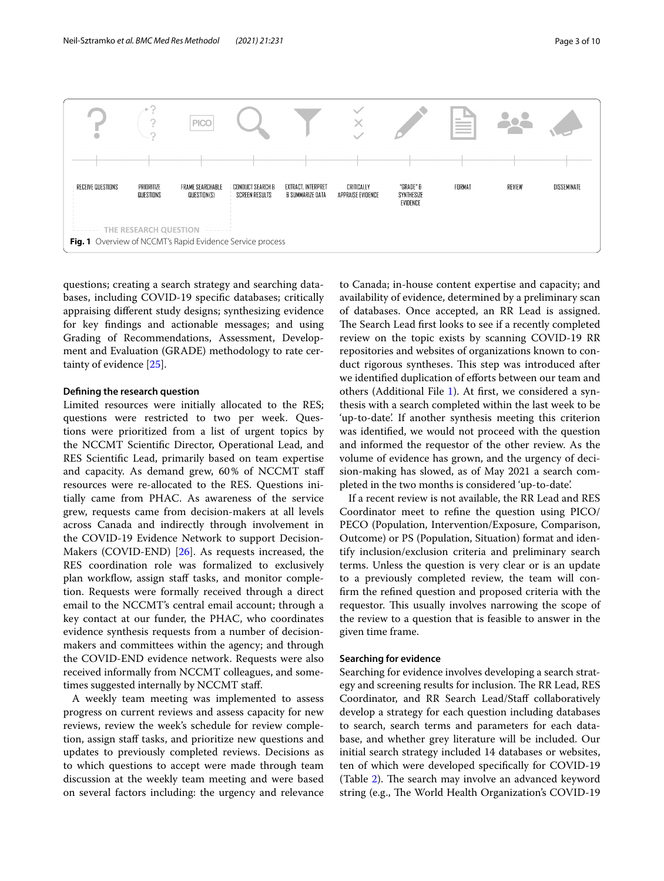RECEIVE QUESTIONS | PRIORITIZE QUESTIONS | FRAME SEARCHABLE QUESTION(S) | CONDUCT SEARCH & SCREEN RESULTS | EXTRACT, INTERPRET & SUMMARIZE DATA | CRITICALLY APPRAISE EVIDENCE | "GRADE" & SYNTHESIZE EVIDENCE | FORMAT | REVIEW | DISSEMINATE

THE RESEARCH QUESTION

**Fig. 1** Overview of NCCMT's Rapid Evidence Service process

questions; creating a search strategy and searching databases, including COVID-19 specific databases; critically appraising different study designs; synthesizing evidence for key findings and actionable messages; and using Grading of Recommendations, Assessment, Development and Evaluation (GRADE) methodology to rate certainty of evidence [25].

### Defining the research question

Limited resources were initially allocated to the RES; questions were restricted to two per week. Questions were prioritized from a list of urgent topics by the NCCMT Scientific Director, Operational Lead, and RES Scientific Lead, primarily based on team expertise and capacity. As demand grew, 60% of NCCMT staff resources were re-allocated to the RES. Questions initially came from PHAC. As awareness of the service grew, requests came from decision-makers at all levels across Canada and indirectly through involvement in the COVID-19 Evidence Network to support Decision-Makers (COVID-END) [26]. As requests increased, the RES coordination role was formalized to exclusively plan workflow, assign staff tasks, and monitor completion. Requests were formally received through a direct email to the NCCMT's central email account; through a key contact at our funder, the PHAC, who coordinates evidence synthesis requests from a number of decision-makers and committees within the agency; and through the COVID-END evidence network. Requests were also received informally from NCCMT colleagues, and sometimes suggested internally by NCCMT staff.

A weekly team meeting was implemented to assess progress on current reviews and assess capacity for new reviews, review the week's schedule for review completion, assign staff tasks, and prioritize new questions and updates to previously completed reviews. Decisions as to which questions to accept were made through team discussion at the weekly team meeting and were based on several factors including: the urgency and relevance to Canada; in-house content expertise and capacity; and availability of evidence, determined by a preliminary scan of databases. Once accepted, an RR Lead is assigned. The Search Lead first looks to see if a recently completed review on the topic exists by scanning COVID-19 RR repositories and websites of organizations known to conduct rigorous syntheses. This step was introduced after we identified duplication of efforts between our team and others (Additional File 1). At first, we considered a synthesis with a search completed within the last week to be 'up-to-date'. If another synthesis meeting this criterion was identified, we would not proceed with the question and informed the requestor of the other review. As the volume of evidence has grown, and the urgency of decision-making has slowed, as of May 2021 a search completed in the two months is considered 'up-to-date'.

If a recent review is not available, the RR Lead and RES Coordinator meet to refine the question using PICO/PECO (Population, Intervention/Exposure, Comparison, Outcome) or PS (Population, Situation) format and identify inclusion/exclusion criteria and preliminary search terms. Unless the question is very clear or is an update to a previously completed review, the team will confirm the refined question and proposed criteria with the requestor. This usually involves narrowing the scope of the review to a question that is feasible to answer in the given time frame.

### Searching for evidence

Searching for evidence involves developing a search strategy and screening results for inclusion. The RR Lead, RES Coordinator, and RR Search Lead/Staff collaboratively develop a strategy for each question including databases to search, search terms and parameters for each database, and whether grey literature will be included. Our initial search strategy included 14 databases or websites, ten of which were developed specifically for COVID-19 (Table 2). The search may involve an advanced keyword string (e.g., The World Health Organization's COVID-19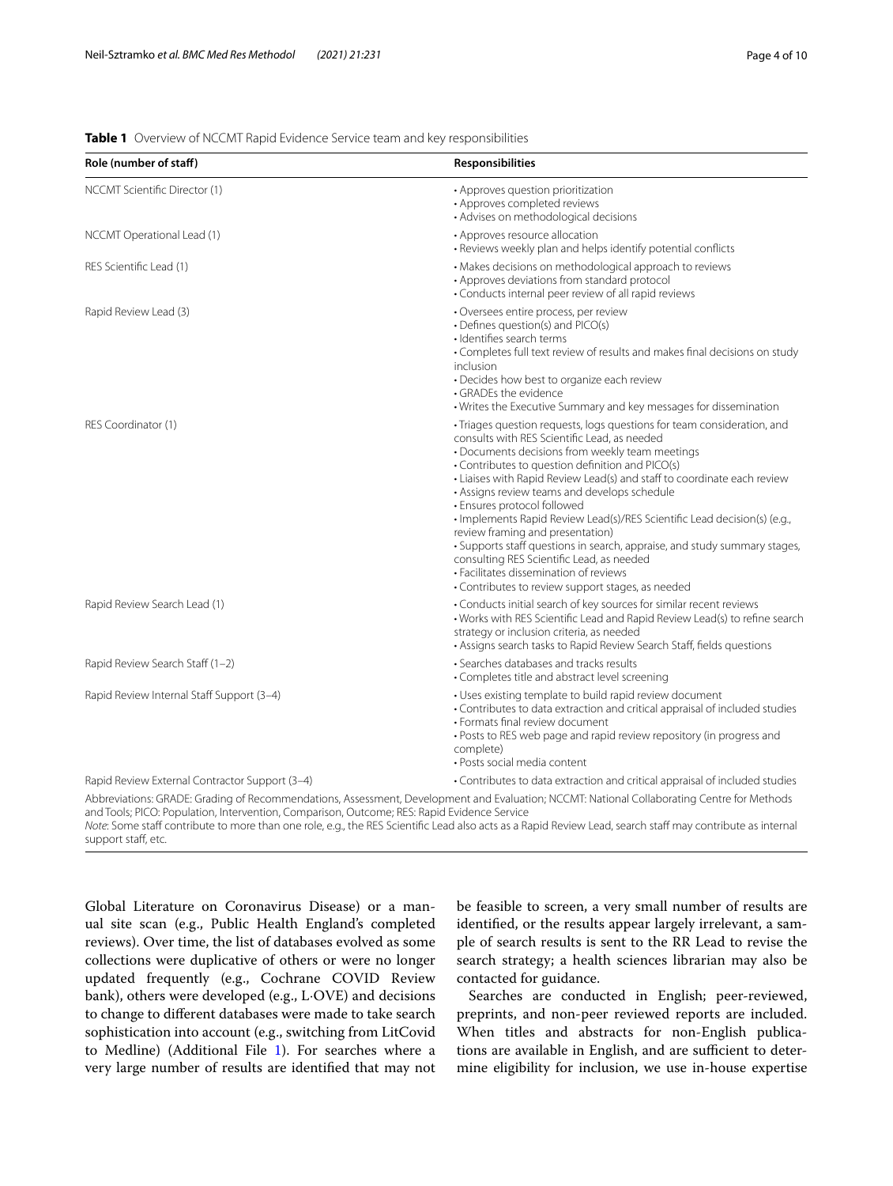**Table 1** Overview of NCCMT Rapid Evidence Service team and key responsibilities

| Role (number of staff) | Responsibilities |
|---|---|
| NCCMT Scientific Director (1) | • Approves question prioritization<br>• Approves completed reviews<br>• Advises on methodological decisions |
| NCCMT Operational Lead (1) | • Approves resource allocation<br>• Reviews weekly plan and helps identify potential conflicts |
| RES Scientific Lead (1) | • Makes decisions on methodological approach to reviews<br>• Approves deviations from standard protocol<br>• Conducts internal peer review of all rapid reviews |
| Rapid Review Lead (3) | • Oversees entire process, per review<br>• Defines question(s) and PICO(s)<br>• Identifies search terms<br>• Completes full text review of results and makes final decisions on study inclusion<br>• Decides how best to organize each review<br>• GRADEs the evidence<br>• Writes the Executive Summary and key messages for dissemination |
| RES Coordinator (1) | • Triages question requests, logs questions for team consideration, and consults with RES Scientific Lead, as needed<br>• Documents decisions from weekly team meetings<br>• Contributes to question definition and PICO(s)<br>• Liaises with Rapid Review Lead(s) and staff to coordinate each review<br>• Assigns review teams and develops schedule<br>• Ensures protocol followed<br>• Implements Rapid Review Lead(s)/RES Scientific Lead decision(s) (e.g., review framing and presentation)<br>• Supports staff questions in search, appraise, and study summary stages, consulting RES Scientific Lead, as needed<br>• Facilitates dissemination of reviews<br>• Contributes to review support stages, as needed |
| Rapid Review Search Lead (1) | • Conducts initial search of key sources for similar recent reviews<br>• Works with RES Scientific Lead and Rapid Review Lead(s) to refine search strategy or inclusion criteria, as needed<br>• Assigns search tasks to Rapid Review Search Staff, fields questions |
| Rapid Review Search Staff (1–2) | • Searches databases and tracks results<br>• Completes title and abstract level screening |
| Rapid Review Internal Staff Support (3–4) | • Uses existing template to build rapid review document<br>• Contributes to data extraction and critical appraisal of included studies<br>• Formats final review document<br>• Posts to RES web page and rapid review repository (in progress and complete)<br>• Posts social media content |
| Rapid Review External Contractor Support (3–4) | • Contributes to data extraction and critical appraisal of included studies |

Abbreviations: GRADE: Grading of Recommendations, Assessment, Development and Evaluation; NCCMT: National Collaborating Centre for Methods and Tools; PICO: Population, Intervention, Comparison, Outcome; RES: Rapid Evidence Service

*Note*: Some staff contribute to more than one role, e.g., the RES Scientific Lead also acts as a Rapid Review Lead, search staff may contribute as internal support staff, etc.

Global Literature on Coronavirus Disease) or a manual site scan (e.g., Public Health England's completed reviews). Over time, the list of databases evolved as some collections were duplicative of others or were no longer updated frequently (e.g., Cochrane COVID Review bank), others were developed (e.g., L·OVE) and decisions to change to different databases were made to take search sophistication into account (e.g., switching from LitCovid to Medline) (Additional File 1). For searches where a very large number of results are identified that may not be feasible to screen, a very small number of results are identified, or the results appear largely irrelevant, a sample of search results is sent to the RR Lead to revise the search strategy; a health sciences librarian may also be contacted for guidance.

Searches are conducted in English; peer-reviewed, preprints, and non-peer reviewed reports are included. When titles and abstracts for non-English publications are available in English, and are sufficient to determine eligibility for inclusion, we use in-house expertise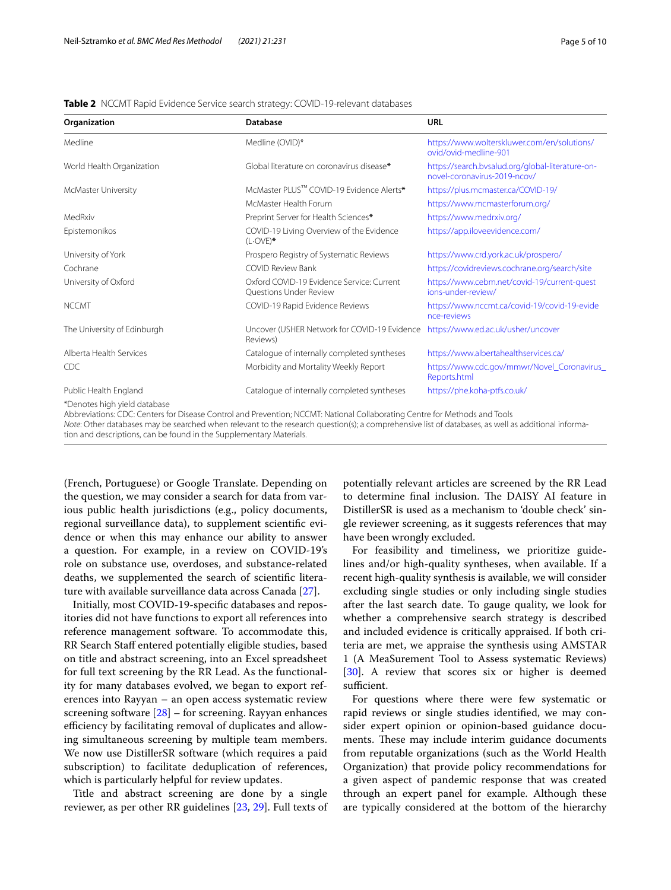**Table 2** NCCMT Rapid Evidence Service search strategy: COVID-19-relevant databases

| Organization | Database | URL |
| --- | --- | --- |
| Medline | Medline (OVID)* | https://www.wolterskluwer.com/en/solutions/ovid/ovid-medline-901 |
| World Health Organization | Global literature on coronavirus disease* | https://search.bvsalud.org/global-literature-on-novel-coronavirus-2019-ncov/ |
| McMaster University | McMaster PLUS™ COVID-19 Evidence Alerts* | https://plus.mcmaster.ca/COVID-19/ |
| | McMaster Health Forum | https://www.mcmasterforum.org/ |
| MedRxiv | Preprint Server for Health Sciences* | https://www.medrxiv.org/ |
| Epistemonikos | COVID-19 Living Overview of the Evidence (L-OVE)* | https://app.iloveevidence.com/ |
| University of York | Prospero Registry of Systematic Reviews | https://www.crd.york.ac.uk/prospero/ |
| Cochrane | COVID Review Bank | https://covidreviews.cochrane.org/search/site |
| University of Oxford | Oxford COVID-19 Evidence Service: Current Questions Under Review | https://www.cebm.net/covid-19/current-questions-under-review/ |
| NCCMT | COVID-19 Rapid Evidence Reviews | https://www.nccmt.ca/covid-19/covid-19-evidence-reviews |
| The University of Edinburgh | Uncover (USHER Network for COVID-19 Evidence Reviews) | https://www.ed.ac.uk/usher/uncover |
| Alberta Health Services | Catalogue of internally completed syntheses | https://www.albertahealthservices.ca/ |
| CDC | Morbidity and Mortality Weekly Report | https://www.cdc.gov/mmwr/Novel_Coronavirus_Reports.html |
| Public Health England | Catalogue of internally completed syntheses | https://phe.koha-ptfs.co.uk/ |

*Denotes high yield database

Abbreviations: CDC: Centers for Disease Control and Prevention; NCCMT: National Collaborating Centre for Methods and Tools

*Note*: Other databases may be searched when relevant to the research question(s); a comprehensive list of databases, as well as additional information and descriptions, can be found in the Supplementary Materials.

(French, Portuguese) or Google Translate. Depending on the question, we may consider a search for data from various public health jurisdictions (e.g., policy documents, regional surveillance data), to supplement scientific evidence or when this may enhance our ability to answer a question. For example, in a review on COVID-19's role on substance use, overdoses, and substance-related deaths, we supplemented the search of scientific literature with available surveillance data across Canada [27].

Initially, most COVID-19-specific databases and repositories did not have functions to export all references into reference management software. To accommodate this, RR Search Staff entered potentially eligible studies, based on title and abstract screening, into an Excel spreadsheet for full text screening by the RR Lead. As the functionality for many databases evolved, we began to export references into Rayyan – an open access systematic review screening software [28] – for screening. Rayyan enhances efficiency by facilitating removal of duplicates and allowing simultaneous screening by multiple team members. We now use DistillerSR software (which requires a paid subscription) to facilitate deduplication of references, which is particularly helpful for review updates.

Title and abstract screening are done by a single reviewer, as per other RR guidelines [23, 29]. Full texts of potentially relevant articles are screened by the RR Lead to determine final inclusion. The DAISY AI feature in DistillerSR is used as a mechanism to 'double check' single reviewer screening, as it suggests references that may have been wrongly excluded.

For feasibility and timeliness, we prioritize guidelines and/or high-quality syntheses, when available. If a recent high-quality synthesis is available, we will consider excluding single studies or only including single studies after the last search date. To gauge quality, we look for whether a comprehensive search strategy is described and included evidence is critically appraised. If both criteria are met, we appraise the synthesis using AMSTAR 1 (A MeaSurement Tool to Assess systematic Reviews) [30]. A review that scores six or higher is deemed sufficient.

For questions where there were few systematic or rapid reviews or single studies identified, we may consider expert opinion or opinion-based guidance documents. These may include interim guidance documents from reputable organizations (such as the World Health Organization) that provide policy recommendations for a given aspect of pandemic response that was created through an expert panel for example. Although these are typically considered at the bottom of the hierarchy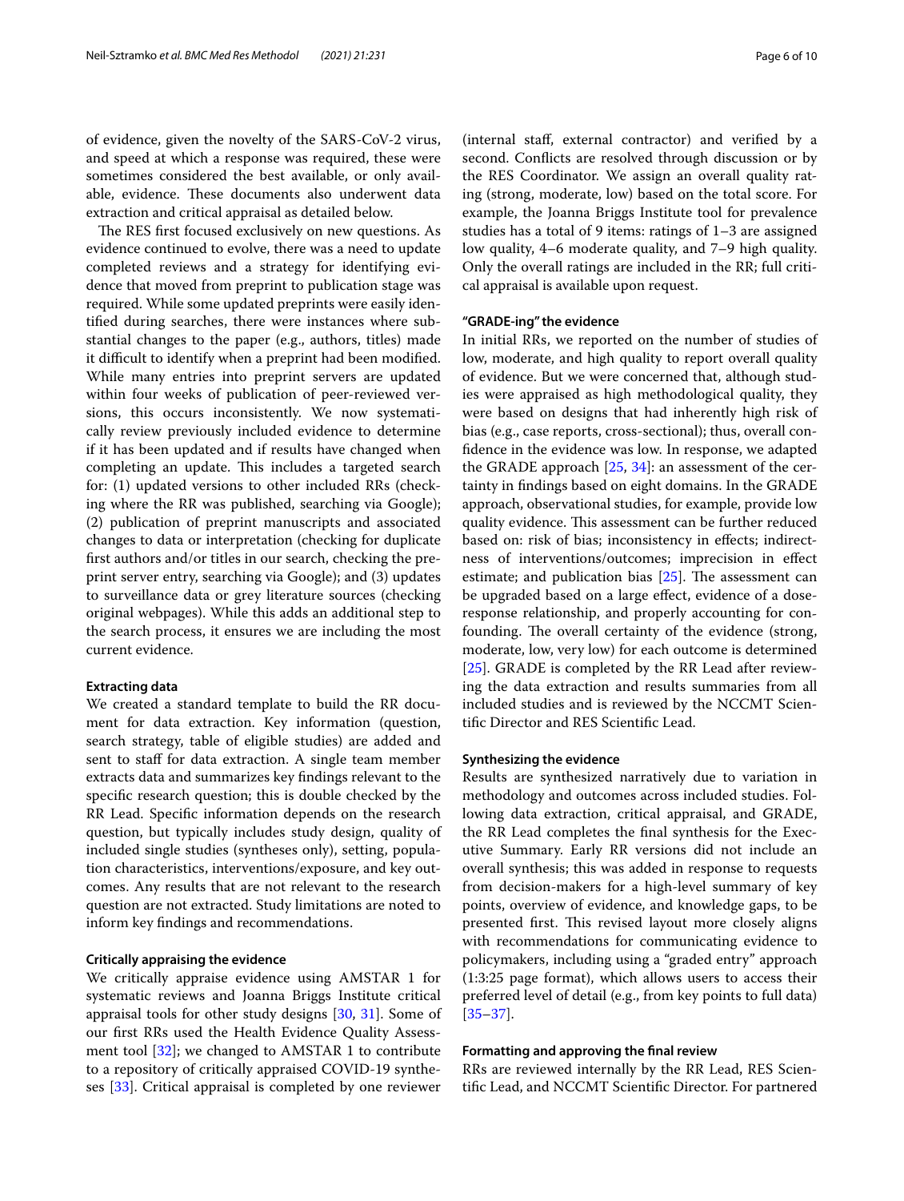of evidence, given the novelty of the SARS-CoV-2 virus, and speed at which a response was required, these were sometimes considered the best available, or only available, evidence. These documents also underwent data extraction and critical appraisal as detailed below.

The RES first focused exclusively on new questions. As evidence continued to evolve, there was a need to update completed reviews and a strategy for identifying evidence that moved from preprint to publication stage was required. While some updated preprints were easily identified during searches, there were instances where substantial changes to the paper (e.g., authors, titles) made it difficult to identify when a preprint had been modified. While many entries into preprint servers are updated within four weeks of publication of peer-reviewed versions, this occurs inconsistently. We now systematically review previously included evidence to determine if it has been updated and if results have changed when completing an update. This includes a targeted search for: (1) updated versions to other included RRs (checking where the RR was published, searching via Google); (2) publication of preprint manuscripts and associated changes to data or interpretation (checking for duplicate first authors and/or titles in our search, checking the preprint server entry, searching via Google); and (3) updates to surveillance data or grey literature sources (checking original webpages). While this adds an additional step to the search process, it ensures we are including the most current evidence.

#### Extracting data

We created a standard template to build the RR document for data extraction. Key information (question, search strategy, table of eligible studies) are added and sent to staff for data extraction. A single team member extracts data and summarizes key findings relevant to the specific research question; this is double checked by the RR Lead. Specific information depends on the research question, but typically includes study design, quality of included single studies (syntheses only), setting, population characteristics, interventions/exposure, and key outcomes. Any results that are not relevant to the research question are not extracted. Study limitations are noted to inform key findings and recommendations.

#### Critically appraising the evidence

We critically appraise evidence using AMSTAR 1 for systematic reviews and Joanna Briggs Institute critical appraisal tools for other study designs [30, 31]. Some of our first RRs used the Health Evidence Quality Assessment tool [32]; we changed to AMSTAR 1 to contribute to a repository of critically appraised COVID-19 syntheses [33]. Critical appraisal is completed by one reviewer (internal staff, external contractor) and verified by a second. Conflicts are resolved through discussion or by the RES Coordinator. We assign an overall quality rating (strong, moderate, low) based on the total score. For example, the Joanna Briggs Institute tool for prevalence studies has a total of 9 items: ratings of 1–3 are assigned low quality, 4–6 moderate quality, and 7–9 high quality. Only the overall ratings are included in the RR; full critical appraisal is available upon request.

#### "GRADE-ing" the evidence

In initial RRs, we reported on the number of studies of low, moderate, and high quality to report overall quality of evidence. But we were concerned that, although studies were appraised as high methodological quality, they were based on designs that had inherently high risk of bias (e.g., case reports, cross-sectional); thus, overall confidence in the evidence was low. In response, we adapted the GRADE approach [25, 34]: an assessment of the certainty in findings based on eight domains. In the GRADE approach, observational studies, for example, provide low quality evidence. This assessment can be further reduced based on: risk of bias; inconsistency in effects; indirectness of interventions/outcomes; imprecision in effect estimate; and publication bias [25]. The assessment can be upgraded based on a large effect, evidence of a dose-response relationship, and properly accounting for confounding. The overall certainty of the evidence (strong, moderate, low, very low) for each outcome is determined [25]. GRADE is completed by the RR Lead after reviewing the data extraction and results summaries from all included studies and is reviewed by the NCCMT Scientific Director and RES Scientific Lead.

#### Synthesizing the evidence

Results are synthesized narratively due to variation in methodology and outcomes across included studies. Following data extraction, critical appraisal, and GRADE, the RR Lead completes the final synthesis for the Executive Summary. Early RR versions did not include an overall synthesis; this was added in response to requests from decision-makers for a high-level summary of key points, overview of evidence, and knowledge gaps, to be presented first. This revised layout more closely aligns with recommendations for communicating evidence to policymakers, including using a "graded entry" approach (1:3:25 page format), which allows users to access their preferred level of detail (e.g., from key points to full data) [35–37].

#### Formatting and approving the final review

RRs are reviewed internally by the RR Lead, RES Scientific Lead, and NCCMT Scientific Director. For partnered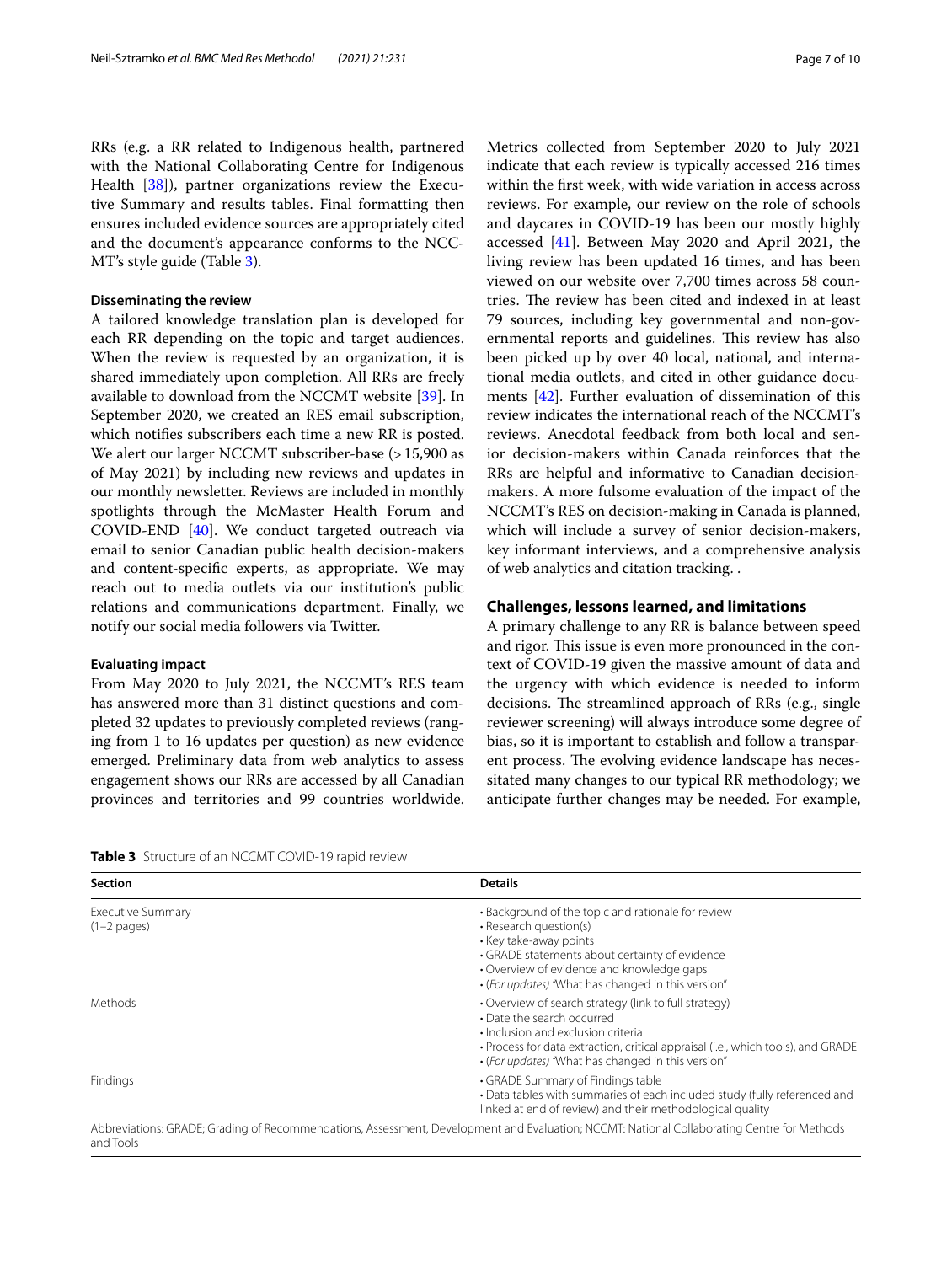RRs (e.g. a RR related to Indigenous health, partnered with the National Collaborating Centre for Indigenous Health [38]), partner organizations review the Executive Summary and results tables. Final formatting then ensures included evidence sources are appropriately cited and the document's appearance conforms to the NCCMT's style guide (Table 3).

#### Disseminating the review

A tailored knowledge translation plan is developed for each RR depending on the topic and target audiences. When the review is requested by an organization, it is shared immediately upon completion. All RRs are freely available to download from the NCCMT website [39]. In September 2020, we created an RES email subscription, which notifies subscribers each time a new RR is posted. We alert our larger NCCMT subscriber-base (> 15,900 as of May 2021) by including new reviews and updates in our monthly newsletter. Reviews are included in monthly spotlights through the McMaster Health Forum and COVID-END [40]. We conduct targeted outreach via email to senior Canadian public health decision-makers and content-specific experts, as appropriate. We may reach out to media outlets via our institution's public relations and communications department. Finally, we notify our social media followers via Twitter.

#### Evaluating impact

From May 2020 to July 2021, the NCCMT's RES team has answered more than 31 distinct questions and completed 32 updates to previously completed reviews (ranging from 1 to 16 updates per question) as new evidence emerged. Preliminary data from web analytics to assess engagement shows our RRs are accessed by all Canadian provinces and territories and 99 countries worldwide. Metrics collected from September 2020 to July 2021 indicate that each review is typically accessed 216 times within the first week, with wide variation in access across reviews. For example, our review on the role of schools and daycares in COVID-19 has been our mostly highly accessed [41]. Between May 2020 and April 2021, the living review has been updated 16 times, and has been viewed on our website over 7,700 times across 58 countries. The review has been cited and indexed in at least 79 sources, including key governmental and non-governmental reports and guidelines. This review has also been picked up by over 40 local, national, and international media outlets, and cited in other guidance documents [42]. Further evaluation of dissemination of this review indicates the international reach of the NCCMT's reviews. Anecdotal feedback from both local and senior decision-makers within Canada reinforces that the RRs are helpful and informative to Canadian decision-makers. A more fulsome evaluation of the impact of the NCCMT's RES on decision-making in Canada is planned, which will include a survey of senior decision-makers, key informant interviews, and a comprehensive analysis of web analytics and citation tracking. .

## Challenges, lessons learned, and limitations

A primary challenge to any RR is balance between speed and rigor. This issue is even more pronounced in the context of COVID-19 given the massive amount of data and the urgency with which evidence is needed to inform decisions. The streamlined approach of RRs (e.g., single reviewer screening) will always introduce some degree of bias, so it is important to establish and follow a transparent process. The evolving evidence landscape has necessitated many changes to our typical RR methodology; we anticipate further changes may be needed. For example,

**Table 3** Structure of an NCCMT COVID-19 rapid review

| Section | Details |
| --- | --- |
| Executive Summary (1–2 pages) | • Background of the topic and rationale for review<br>• Research question(s)<br>• Key take-away points<br>• GRADE statements about certainty of evidence<br>• Overview of evidence and knowledge gaps<br>• (*For updates*) "What has changed in this version" |
| Methods | • Overview of search strategy (link to full strategy)<br>• Date the search occurred<br>• Inclusion and exclusion criteria<br>• Process for data extraction, critical appraisal (i.e., which tools), and GRADE<br>• (*For updates*) "What has changed in this version" |
| Findings | • GRADE Summary of Findings table<br>• Data tables with summaries of each included study (fully referenced and linked at end of review) and their methodological quality |

Abbreviations: GRADE; Grading of Recommendations, Assessment, Development and Evaluation; NCCMT: National Collaborating Centre for Methods and Tools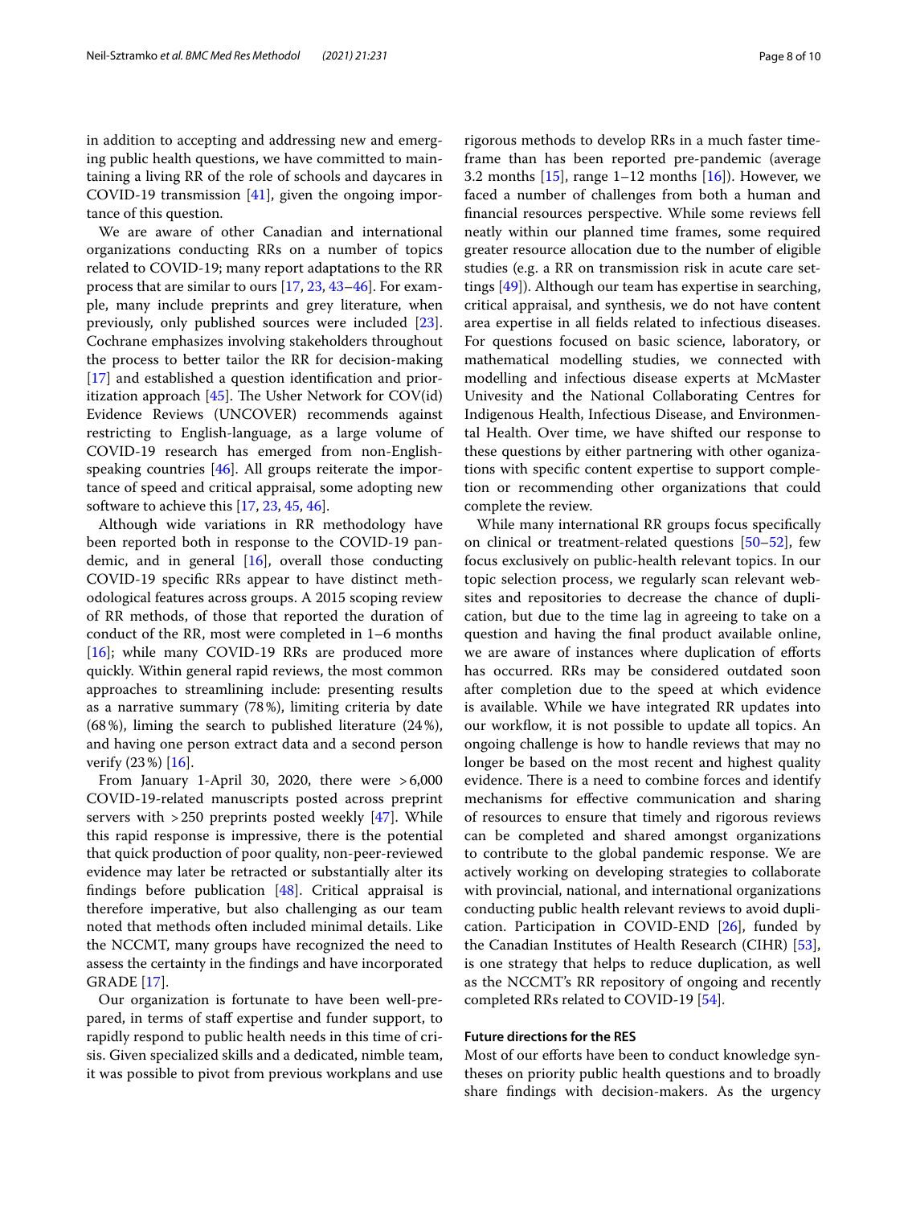in addition to accepting and addressing new and emerging public health questions, we have committed to maintaining a living RR of the role of schools and daycares in COVID-19 transmission [41], given the ongoing importance of this question.

We are aware of other Canadian and international organizations conducting RRs on a number of topics related to COVID-19; many report adaptations to the RR process that are similar to ours [17, 23, 43–46]. For example, many include preprints and grey literature, when previously, only published sources were included [23]. Cochrane emphasizes involving stakeholders throughout the process to better tailor the RR for decision-making [17] and established a question identification and prioritization approach [45]. The Usher Network for COV(id) Evidence Reviews (UNCOVER) recommends against restricting to English-language, as a large volume of COVID-19 research has emerged from non-English-speaking countries [46]. All groups reiterate the importance of speed and critical appraisal, some adopting new software to achieve this [17, 23, 45, 46].

Although wide variations in RR methodology have been reported both in response to the COVID-19 pandemic, and in general [16], overall those conducting COVID-19 specific RRs appear to have distinct methodological features across groups. A 2015 scoping review of RR methods, of those that reported the duration of conduct of the RR, most were completed in 1–6 months [16]; while many COVID-19 RRs are produced more quickly. Within general rapid reviews, the most common approaches to streamlining include: presenting results as a narrative summary (78%), limiting criteria by date (68%), liming the search to published literature (24%), and having one person extract data and a second person verify (23%) [16].

From January 1-April 30, 2020, there were >6,000 COVID-19-related manuscripts posted across preprint servers with >250 preprints posted weekly [47]. While this rapid response is impressive, there is the potential that quick production of poor quality, non-peer-reviewed evidence may later be retracted or substantially alter its findings before publication [48]. Critical appraisal is therefore imperative, but also challenging as our team noted that methods often included minimal details. Like the NCCMT, many groups have recognized the need to assess the certainty in the findings and have incorporated GRADE [17].

Our organization is fortunate to have been well-prepared, in terms of staff expertise and funder support, to rapidly respond to public health needs in this time of crisis. Given specialized skills and a dedicated, nimble team, it was possible to pivot from previous workplans and use rigorous methods to develop RRs in a much faster timeframe than has been reported pre-pandemic (average 3.2 months [15], range 1–12 months [16]). However, we faced a number of challenges from both a human and financial resources perspective. While some reviews fell neatly within our planned time frames, some required greater resource allocation due to the number of eligible studies (e.g. a RR on transmission risk in acute care settings [49]). Although our team has expertise in searching, critical appraisal, and synthesis, we do not have content area expertise in all fields related to infectious diseases. For questions focused on basic science, laboratory, or mathematical modelling studies, we connected with modelling and infectious disease experts at McMaster Univesity and the National Collaborating Centres for Indigenous Health, Infectious Disease, and Environmental Health. Over time, we have shifted our response to these questions by either partnering with other oganizations with specific content expertise to support completion or recommending other organizations that could complete the review.

While many international RR groups focus specifically on clinical or treatment-related questions [50–52], few focus exclusively on public-health relevant topics. In our topic selection process, we regularly scan relevant websites and repositories to decrease the chance of duplication, but due to the time lag in agreeing to take on a question and having the final product available online, we are aware of instances where duplication of efforts has occurred. RRs may be considered outdated soon after completion due to the speed at which evidence is available. While we have integrated RR updates into our workflow, it is not possible to update all topics. An ongoing challenge is how to handle reviews that may no longer be based on the most recent and highest quality evidence. There is a need to combine forces and identify mechanisms for effective communication and sharing of resources to ensure that timely and rigorous reviews can be completed and shared amongst organizations to contribute to the global pandemic response. We are actively working on developing strategies to collaborate with provincial, national, and international organizations conducting public health relevant reviews to avoid duplication. Participation in COVID-END [26], funded by the Canadian Institutes of Health Research (CIHR) [53], is one strategy that helps to reduce duplication, as well as the NCCMT's RR repository of ongoing and recently completed RRs related to COVID-19 [54].

### Future directions for the RES

Most of our efforts have been to conduct knowledge syntheses on priority public health questions and to broadly share findings with decision-makers. As the urgency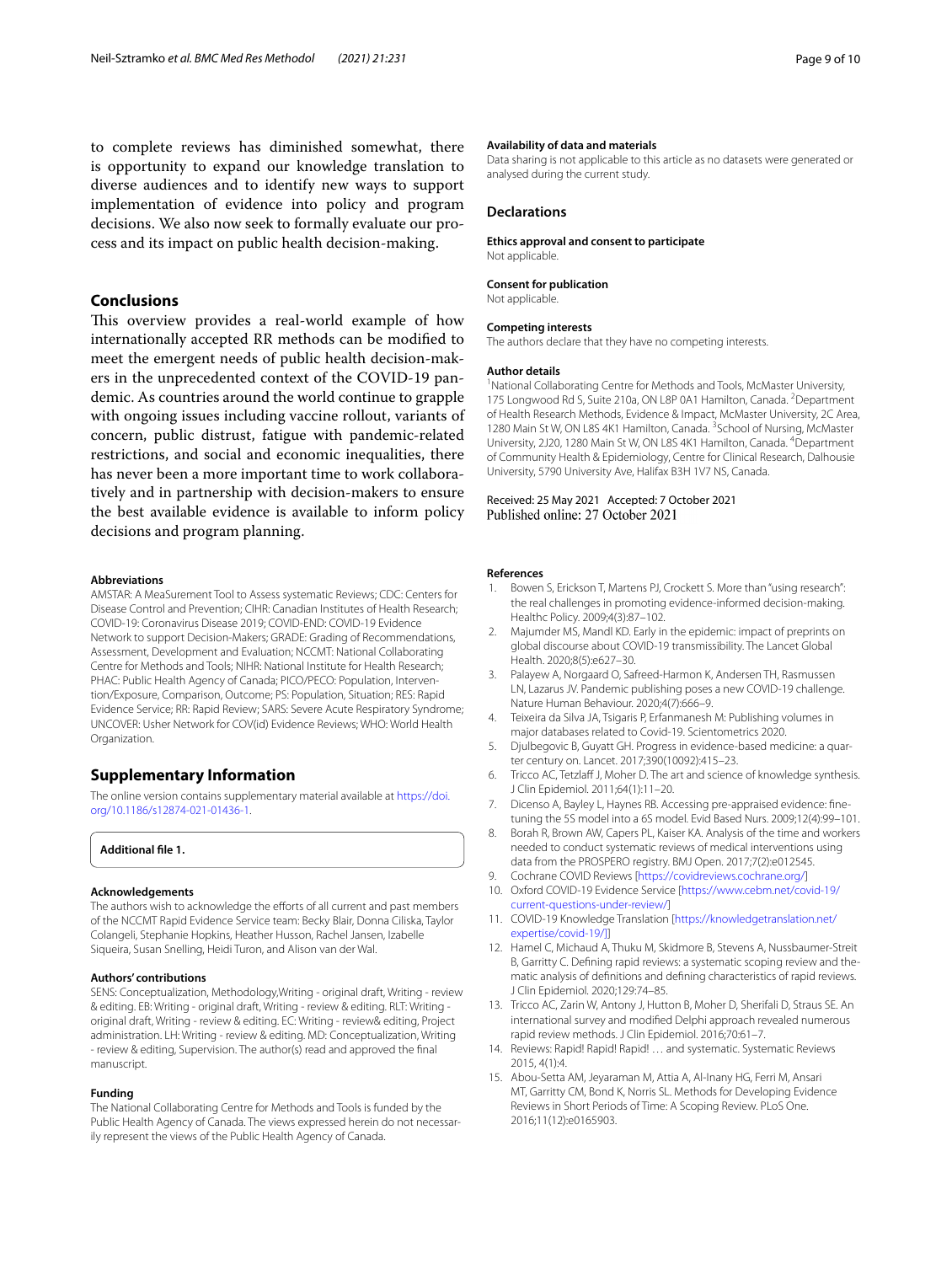to complete reviews has diminished somewhat, there is opportunity to expand our knowledge translation to diverse audiences and to identify new ways to support implementation of evidence into policy and program decisions. We also now seek to formally evaluate our process and its impact on public health decision-making.

## Conclusions

This overview provides a real-world example of how internationally accepted RR methods can be modified to meet the emergent needs of public health decision-makers in the unprecedented context of the COVID-19 pandemic. As countries around the world continue to grapple with ongoing issues including vaccine rollout, variants of concern, public distrust, fatigue with pandemic-related restrictions, and social and economic inequalities, there has never been a more important time to work collaboratively and in partnership with decision-makers to ensure the best available evidence is available to inform policy decisions and program planning.

#### Abbreviations

AMSTAR: A MeaSurement Tool to Assess systematic Reviews; CDC: Centers for Disease Control and Prevention; CIHR: Canadian Institutes of Health Research; COVID-19: Coronavirus Disease 2019; COVID-END: COVID-19 Evidence Network to support Decision-Makers; GRADE: Grading of Recommendations, Assessment, Development and Evaluation; NCCMT: National Collaborating Centre for Methods and Tools; NIHR: National Institute for Health Research; PHAC: Public Health Agency of Canada; PICO/PECO: Population, Intervention/Exposure, Comparison, Outcome; PS: Population, Situation; RES: Rapid Evidence Service; RR: Rapid Review; SARS: Severe Acute Respiratory Syndrome; UNCOVER: Usher Network for COV(id) Evidence Reviews; WHO: World Health Organization.

## Supplementary Information

The online version contains supplementary material available at https://doi.org/10.1186/s12874-021-01436-1.

**Additional file 1.**

#### Acknowledgements

The authors wish to acknowledge the efforts of all current and past members of the NCCMT Rapid Evidence Service team: Becky Blair, Donna Ciliska, Taylor Colangeli, Stephanie Hopkins, Heather Husson, Rachel Jansen, Izabelle Siqueira, Susan Snelling, Heidi Turon, and Alison van der Wal.

#### Authors' contributions

SENS: Conceptualization, Methodology,Writing - original draft, Writing - review & editing. EB: Writing - original draft, Writing - review & editing. RLT: Writing - original draft, Writing - review & editing. EC: Writing - review& editing, Project administration. LH: Writing - review & editing. MD: Conceptualization, Writing - review & editing, Supervision. The author(s) read and approved the final manuscript.

#### Funding

The National Collaborating Centre for Methods and Tools is funded by the Public Health Agency of Canada. The views expressed herein do not necessarily represent the views of the Public Health Agency of Canada.

#### Availability of data and materials

Data sharing is not applicable to this article as no datasets were generated or analysed during the current study.

## Declarations

#### Ethics approval and consent to participate

Not applicable.

#### Consent for publication

Not applicable.

#### Competing interests

The authors declare that they have no competing interests.

#### Author details

[1]National Collaborating Centre for Methods and Tools, McMaster University, 175 Longwood Rd S, Suite 210a, ON L8P 0A1 Hamilton, Canada. [2]Department of Health Research Methods, Evidence & Impact, McMaster University, 2C Area, 1280 Main St W, ON L8S 4K1 Hamilton, Canada. [3]School of Nursing, McMaster University, 2J20, 1280 Main St W, ON L8S 4K1 Hamilton, Canada. [4]Department of Community Health & Epidemiology, Centre for Clinical Research, Dalhousie University, 5790 University Ave, Halifax B3H 1V7 NS, Canada.

Received: 25 May 2021 Accepted: 7 October 2021
Published online: 27 October 2021

#### References

1. Bowen S, Erickson T, Martens PJ, Crockett S. More than "using research": the real challenges in promoting evidence-informed decision-making. Healthc Policy. 2009;4(3):87–102.
2. Majumder MS, Mandl KD. Early in the epidemic: impact of preprints on global discourse about COVID-19 transmissibility. The Lancet Global Health. 2020;8(5):e627–30.
3. Palayew A, Norgaard O, Safreed-Harmon K, Andersen TH, Rasmussen LN, Lazarus JV. Pandemic publishing poses a new COVID-19 challenge. Nature Human Behaviour. 2020;4(7):666–9.
4. Teixeira da Silva JA, Tsigaris P, Erfanmanesh M: Publishing volumes in major databases related to Covid-19. Scientometrics 2020.
5. Djulbegovic B, Guyatt GH. Progress in evidence-based medicine: a quarter century on. Lancet. 2017;390(10092):415–23.
6. Tricco AC, Tetzlaff J, Moher D. The art and science of knowledge synthesis. J Clin Epidemiol. 2011;64(1):11–20.
7. Dicenso A, Bayley L, Haynes RB. Accessing pre-appraised evidence: fine-tuning the 5S model into a 6S model. Evid Based Nurs. 2009;12(4):99–101.
8. Borah R, Brown AW, Capers PL, Kaiser KA. Analysis of the time and workers needed to conduct systematic reviews of medical interventions using data from the PROSPERO registry. BMJ Open. 2017;7(2):e012545.
9. Cochrane COVID Reviews [https://covidreviews.cochrane.org/]
10. Oxford COVID-19 Evidence Service [https://www.cebm.net/covid-19/current-questions-under-review/]
11. COVID-19 Knowledge Translation [https://knowledgetranslation.net/expertise/covid-19/]]
12. Hamel C, Michaud A, Thuku M, Skidmore B, Stevens A, Nussbaumer-Streit B, Garritty C. Defining rapid reviews: a systematic scoping review and thematic analysis of definitions and defining characteristics of rapid reviews. J Clin Epidemiol. 2020;129:74–85.
13. Tricco AC, Zarin W, Antony J, Hutton B, Moher D, Sherifali D, Straus SE. An international survey and modified Delphi approach revealed numerous rapid review methods. J Clin Epidemiol. 2016;70:61–7.
14. Reviews: Rapid! Rapid! Rapid! … and systematic. Systematic Reviews 2015, 4(1):4.
15. Abou-Setta AM, Jeyaraman M, Attia A, Al-Inany HG, Ferri M, Ansari MT, Garritty CM, Bond K, Norris SL. Methods for Developing Evidence Reviews in Short Periods of Time: A Scoping Review. PLoS One. 2016;11(12):e0165903.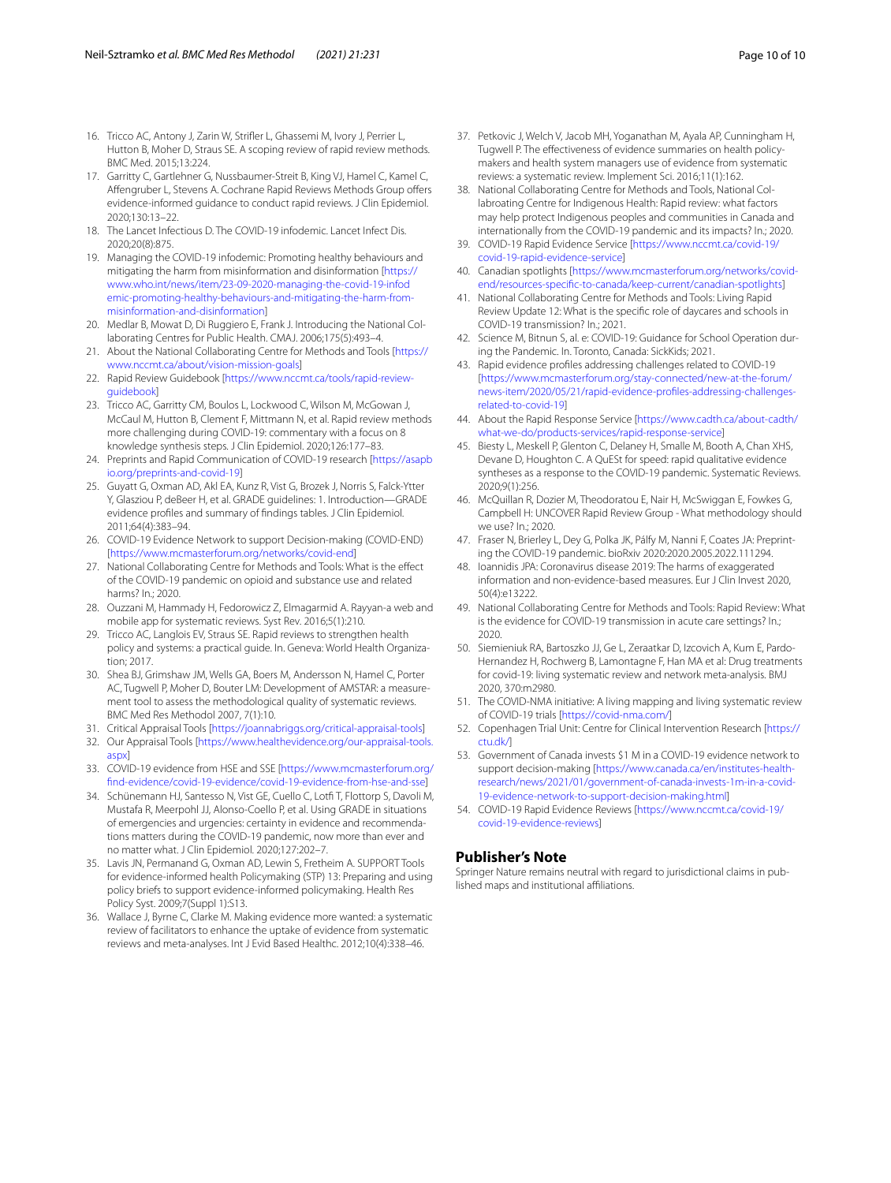16. Tricco AC, Antony J, Zarin W, Strifler L, Ghassemi M, Ivory J, Perrier L, Hutton B, Moher D, Straus SE. A scoping review of rapid review methods. BMC Med. 2015;13:224.
17. Garritty C, Gartlehner G, Nussbaumer-Streit B, King VJ, Hamel C, Kamel C, Affengruber L, Stevens A. Cochrane Rapid Reviews Methods Group offers evidence-informed guidance to conduct rapid reviews. J Clin Epidemiol. 2020;130:13–22.
18. The Lancet Infectious D. The COVID-19 infodemic. Lancet Infect Dis. 2020;20(8):875.
19. Managing the COVID-19 infodemic: Promoting healthy behaviours and mitigating the harm from misinformation and disinformation [https://www.who.int/news/item/23-09-2020-managing-the-covid-19-infodemic-promoting-healthy-behaviours-and-mitigating-the-harm-from-misinformation-and-disinformation]
20. Medlar B, Mowat D, Di Ruggiero E, Frank J. Introducing the National Collaborating Centres for Public Health. CMAJ. 2006;175(5):493–4.
21. About the National Collaborating Centre for Methods and Tools [https://www.nccmt.ca/about/vision-mission-goals]
22. Rapid Review Guidebook [https://www.nccmt.ca/tools/rapid-review-guidebook]
23. Tricco AC, Garritty CM, Boulos L, Lockwood C, Wilson M, McGowan J, McCaul M, Hutton B, Clement F, Mittmann N, et al. Rapid review methods more challenging during COVID-19: commentary with a focus on 8 knowledge synthesis steps. J Clin Epidemiol. 2020;126:177–83.
24. Preprints and Rapid Communication of COVID-19 research [https://asapbio.org/preprints-and-covid-19]
25. Guyatt G, Oxman AD, Akl EA, Kunz R, Vist G, Brozek J, Norris S, Falck-Ytter Y, Glasziou P, deBeer H, et al. GRADE guidelines: 1. Introduction—GRADE evidence profiles and summary of findings tables. J Clin Epidemiol. 2011;64(4):383–94.
26. COVID-19 Evidence Network to support Decision-making (COVID-END) [https://www.mcmasterforum.org/networks/covid-end]
27. National Collaborating Centre for Methods and Tools: What is the effect of the COVID-19 pandemic on opioid and substance use and related harms? In.; 2020.
28. Ouzzani M, Hammady H, Fedorowicz Z, Elmagarmid A. Rayyan-a web and mobile app for systematic reviews. Syst Rev. 2016;5(1):210.
29. Tricco AC, Langlois EV, Straus SE. Rapid reviews to strengthen health policy and systems: a practical guide. In. Geneva: World Health Organization; 2017.
30. Shea BJ, Grimshaw JM, Wells GA, Boers M, Andersson N, Hamel C, Porter AC, Tugwell P, Moher D, Bouter LM: Development of AMSTAR: a measurement tool to assess the methodological quality of systematic reviews. BMC Med Res Methodol 2007, 7(1):10.
31. Critical Appraisal Tools [https://joannabriggs.org/critical-appraisal-tools]
32. Our Appraisal Tools [https://www.healthevidence.org/our-appraisal-tools.aspx]
33. COVID-19 evidence from HSE and SSE [https://www.mcmasterforum.org/find-evidence/covid-19-evidence/covid-19-evidence-from-hse-and-sse]
34. Schünemann HJ, Santesso N, Vist GE, Cuello C, Lotfi T, Flottorp S, Davoli M, Mustafa R, Meerpohl JJ, Alonso-Coello P, et al. Using GRADE in situations of emergencies and urgencies: certainty in evidence and recommendations matters during the COVID-19 pandemic, now more than ever and no matter what. J Clin Epidemiol. 2020;127:202–7.
35. Lavis JN, Permanand G, Oxman AD, Lewin S, Fretheim A. SUPPORT Tools for evidence-informed health Policymaking (STP) 13: Preparing and using policy briefs to support evidence-informed policymaking. Health Res Policy Syst. 2009;7(Suppl 1):S13.
36. Wallace J, Byrne C, Clarke M. Making evidence more wanted: a systematic review of facilitators to enhance the uptake of evidence from systematic reviews and meta-analyses. Int J Evid Based Healthc. 2012;10(4):338–46.
37. Petkovic J, Welch V, Jacob MH, Yoganathan M, Ayala AP, Cunningham H, Tugwell P. The effectiveness of evidence summaries on health policymakers and health system managers use of evidence from systematic reviews: a systematic review. Implement Sci. 2016;11(1):162.
38. National Collaborating Centre for Methods and Tools, National Collabroating Centre for Indigenous Health: Rapid review: what factors may help protect Indigenous peoples and communities in Canada and internationally from the COVID-19 pandemic and its impacts? In.; 2020.
39. COVID-19 Rapid Evidence Service [https://www.nccmt.ca/covid-19/covid-19-rapid-evidence-service]
40. Canadian spotlights [https://www.mcmasterforum.org/networks/covid-end/resources-specific-to-canada/keep-current/canadian-spotlights]
41. National Collaborating Centre for Methods and Tools: Living Rapid Review Update 12: What is the specific role of daycares and schools in COVID-19 transmission? In.; 2021.
42. Science M, Bitnun S, al. e: COVID-19: Guidance for School Operation during the Pandemic. In. Toronto, Canada: SickKids; 2021.
43. Rapid evidence profiles addressing challenges related to COVID-19 [https://www.mcmasterforum.org/stay-connected/new-at-the-forum/news-item/2020/05/21/rapid-evidence-profiles-addressing-challenges-related-to-covid-19]
44. About the Rapid Response Service [https://www.cadth.ca/about-cadth/what-we-do/products-services/rapid-response-service]
45. Biesty L, Meskell P, Glenton C, Delaney H, Smalle M, Booth A, Chan XHS, Devane D, Houghton C. A QuESt for speed: rapid qualitative evidence syntheses as a response to the COVID-19 pandemic. Systematic Reviews. 2020;9(1):256.
46. McQuillan R, Dozier M, Theodoratou E, Nair H, McSwiggan E, Fowkes G, Campbell H: UNCOVER Rapid Review Group - What methodology should we use? In.; 2020.
47. Fraser N, Brierley L, Dey G, Polka JK, Pálfy M, Nanni F, Coates JA: Preprinting the COVID-19 pandemic. bioRxiv 2020:2020.2005.2022.111294.
48. Ioannidis JPA: Coronavirus disease 2019: The harms of exaggerated information and non-evidence-based measures. Eur J Clin Invest 2020, 50(4):e13222.
49. National Collaborating Centre for Methods and Tools: Rapid Review: What is the evidence for COVID-19 transmission in acute care settings? In.; 2020.
50. Siemieniuk RA, Bartoszko JJ, Ge L, Zeraatkar D, Izcovich A, Kum E, Pardo-Hernandez H, Rochwerg B, Lamontagne F, Han MA et al: Drug treatments for covid-19: living systematic review and network meta-analysis. BMJ 2020, 370:m2980.
51. The COVID-NMA initiative: A living mapping and living systematic review of COVID-19 trials [https://covid-nma.com/]
52. Copenhagen Trial Unit: Centre for Clinical Intervention Research [https://ctu.dk/]
53. Government of Canada invests $1 M in a COVID-19 evidence network to support decision-making [https://www.canada.ca/en/institutes-health-research/news/2021/01/government-of-canada-invests-1m-in-a-covid-19-evidence-network-to-support-decision-making.html]
54. COVID-19 Rapid Evidence Reviews [https://www.nccmt.ca/covid-19/covid-19-evidence-reviews]

## Publisher's Note

Springer Nature remains neutral with regard to jurisdictional claims in published maps and institutional affiliations.